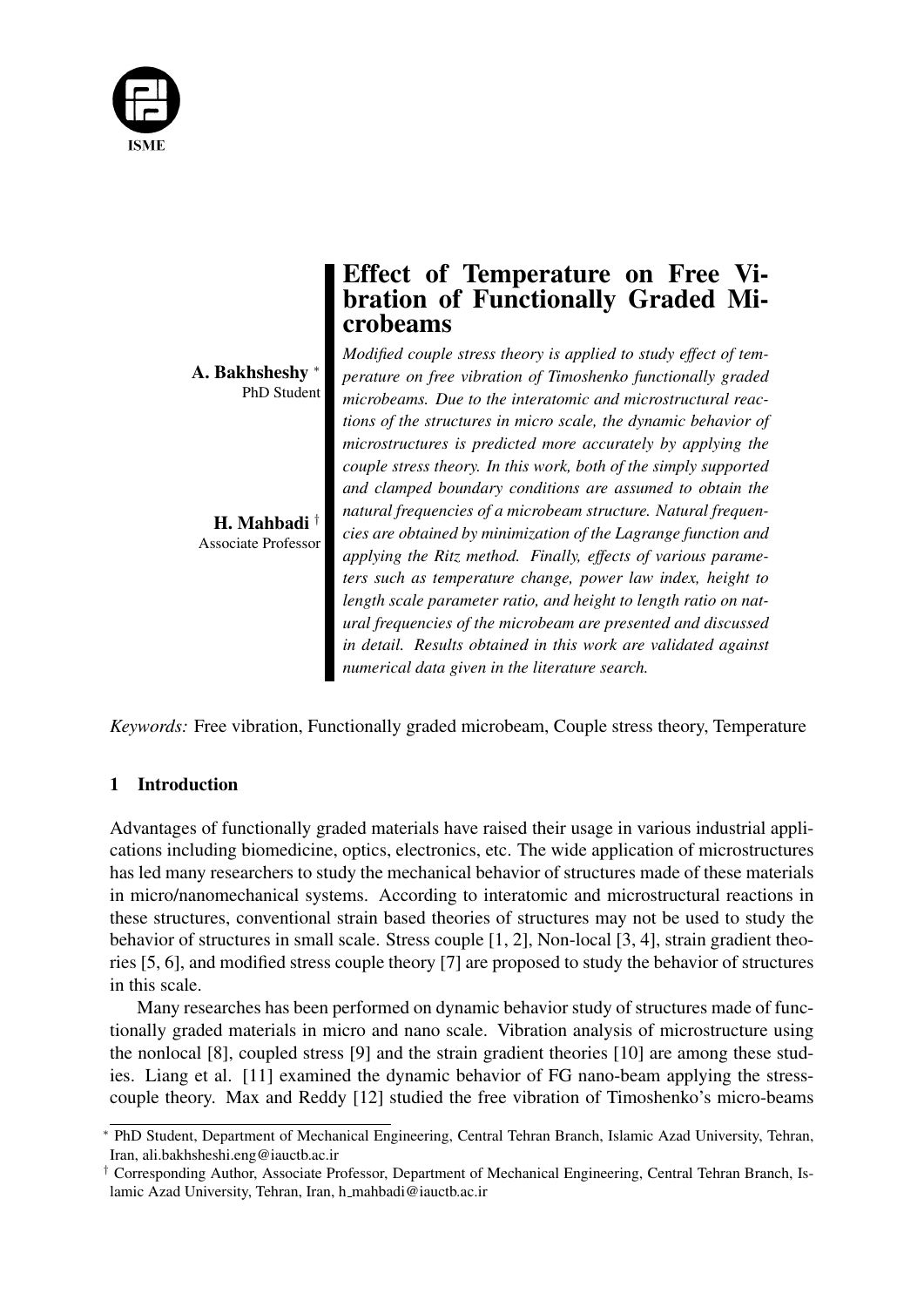# Effect of Temperature on Free Vibration of Functionally Graded Microbeams

**A. Bakhsheshy** *
PhD Student

**H. Mahbadi** †
Associate Professor

*Modified couple stress theory is applied to study effect of temperature on free vibration of Timoshenko functionally graded microbeams. Due to the interatomic and microstructural reactions of the structures in micro scale, the dynamic behavior of microstructures is predicted more accurately by applying the couple stress theory. In this work, both of the simply supported and clamped boundary conditions are assumed to obtain the natural frequencies of a microbeam structure. Natural frequencies are obtained by minimization of the Lagrange function and applying the Ritz method. Finally, effects of various parameters such as temperature change, power law index, height to length scale parameter ratio, and height to length ratio on natural frequencies of the microbeam are presented and discussed in detail. Results obtained in this work are validated against numerical data given in the literature search.*

*Keywords:* Free vibration, Functionally graded microbeam, Couple stress theory, Temperature

## 1 Introduction

Advantages of functionally graded materials have raised their usage in various industrial applications including biomedicine, optics, electronics, etc. The wide application of microstructures has led many researchers to study the mechanical behavior of structures made of these materials in micro/nanomechanical systems. According to interatomic and microstructural reactions in these structures, conventional strain based theories of structures may not be used to study the behavior of structures in small scale. Stress couple [1, 2], Non-local [3, 4], strain gradient theories [5, 6], and modified stress couple theory [7] are proposed to study the behavior of structures in this scale.

Many researches has been performed on dynamic behavior study of structures made of functionally graded materials in micro and nano scale. Vibration analysis of microstructure using the nonlocal [8], coupled stress [9] and the strain gradient theories [10] are among these studies. Liang et al. [11] examined the dynamic behavior of FG nano-beam applying the stress-couple theory. Max and Reddy [12] studied the free vibration of Timoshenko's micro-beams

---

* PhD Student, Department of Mechanical Engineering, Central Tehran Branch, Islamic Azad University, Tehran, Iran, ali.bakhsheshi.eng@iauctb.ac.ir

† Corresponding Author, Associate Professor, Department of Mechanical Engineering, Central Tehran Branch, Islamic Azad University, Tehran, Iran, h_mahbadi@iauctb.ac.ir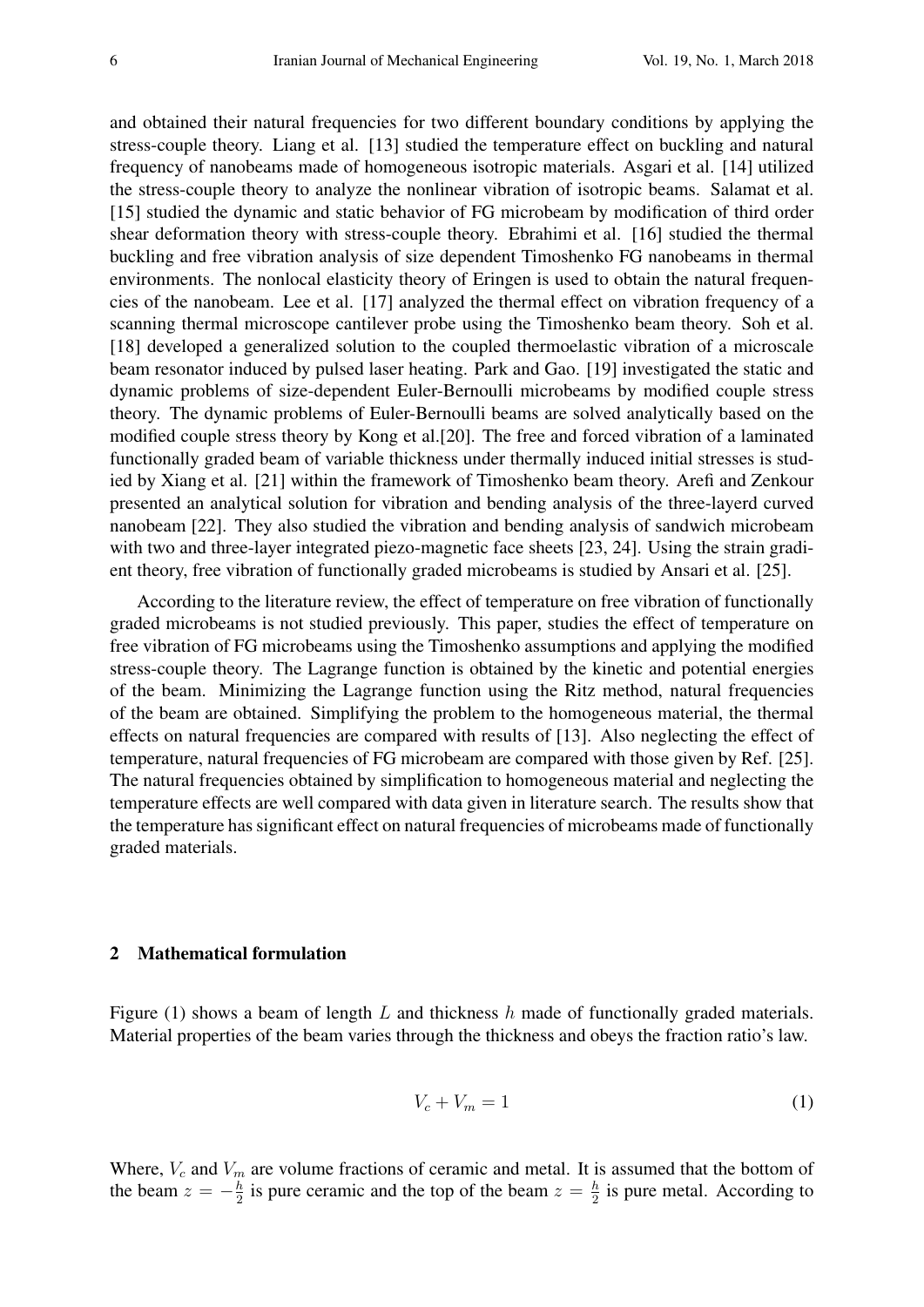and obtained their natural frequencies for two different boundary conditions by applying the stress-couple theory. Liang et al. [13] studied the temperature effect on buckling and natural frequency of nanobeams made of homogeneous isotropic materials. Asgari et al. [14] utilized the stress-couple theory to analyze the nonlinear vibration of isotropic beams. Salamat et al. [15] studied the dynamic and static behavior of FG microbeam by modification of third order shear deformation theory with stress-couple theory. Ebrahimi et al. [16] studied the thermal buckling and free vibration analysis of size dependent Timoshenko FG nanobeams in thermal environments. The nonlocal elasticity theory of Eringen is used to obtain the natural frequencies of the nanobeam. Lee et al. [17] analyzed the thermal effect on vibration frequency of a scanning thermal microscope cantilever probe using the Timoshenko beam theory. Soh et al. [18] developed a generalized solution to the coupled thermoelastic vibration of a microscale beam resonator induced by pulsed laser heating. Park and Gao. [19] investigated the static and dynamic problems of size-dependent Euler-Bernoulli microbeams by modified couple stress theory. The dynamic problems of Euler-Bernoulli beams are solved analytically based on the modified couple stress theory by Kong et al.[20]. The free and forced vibration of a laminated functionally graded beam of variable thickness under thermally induced initial stresses is studied by Xiang et al. [21] within the framework of Timoshenko beam theory. Arefi and Zenkour presented an analytical solution for vibration and bending analysis of the three-layerd curved nanobeam [22]. They also studied the vibration and bending analysis of sandwich microbeam with two and three-layer integrated piezo-magnetic face sheets [23, 24]. Using the strain gradient theory, free vibration of functionally graded microbeams is studied by Ansari et al. [25].

According to the literature review, the effect of temperature on free vibration of functionally graded microbeams is not studied previously. This paper, studies the effect of temperature on free vibration of FG microbeams using the Timoshenko assumptions and applying the modified stress-couple theory. The Lagrange function is obtained by the kinetic and potential energies of the beam. Minimizing the Lagrange function using the Ritz method, natural frequencies of the beam are obtained. Simplifying the problem to the homogeneous material, the thermal effects on natural frequencies are compared with results of [13]. Also neglecting the effect of temperature, natural frequencies of FG microbeam are compared with those given by Ref. [25]. The natural frequencies obtained by simplification to homogeneous material and neglecting the temperature effects are well compared with data given in literature search. The results show that the temperature has significant effect on natural frequencies of microbeams made of functionally graded materials.

## 2 Mathematical formulation

Figure (1) shows a beam of length $L$ and thickness $h$ made of functionally graded materials. Material properties of the beam varies through the thickness and obeys the fraction ratio's law.

$$V_c + V_m = 1 \tag{1}$$

Where, $V_c$ and $V_m$ are volume fractions of ceramic and metal. It is assumed that the bottom of the beam $z = -\frac{h}{2}$ is pure ceramic and the top of the beam $z = \frac{h}{2}$ is pure metal. According to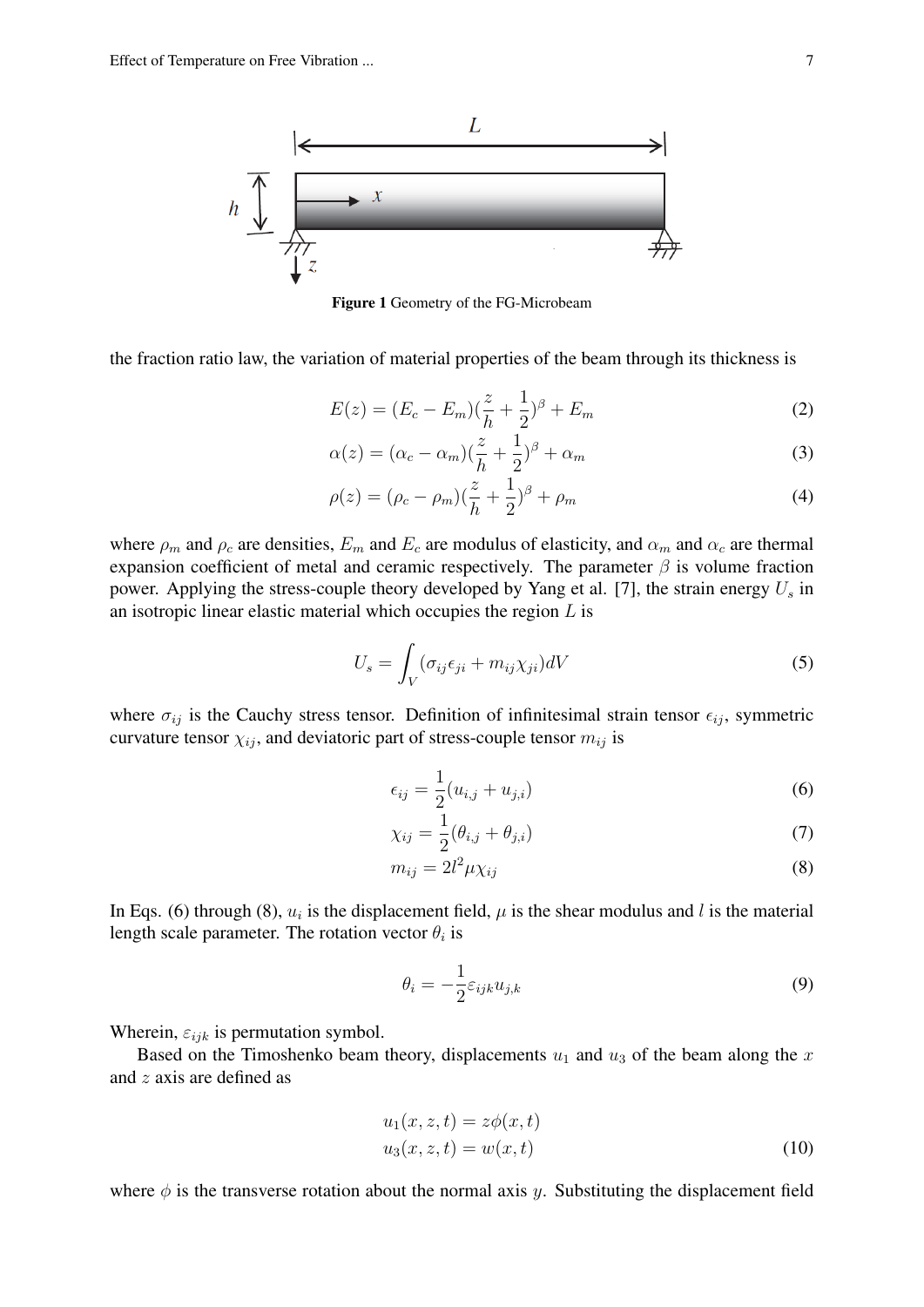**Figure 1** Geometry of the FG-Microbeam

the fraction ratio law, the variation of material properties of the beam through its thickness is

$$E(z) = (E_c - E_m)(\frac{z}{h} + \frac{1}{2})^{\beta} + E_m \tag{2}$$

$$\alpha(z) = (\alpha_c - \alpha_m)(\frac{z}{h} + \frac{1}{2})^{\beta} + \alpha_m \tag{3}$$

$$\rho(z) = (\rho_c - \rho_m)(\frac{z}{h} + \frac{1}{2})^{\beta} + \rho_m \tag{4}$$

where $\rho_m$ and $\rho_c$ are densities, $E_m$ and $E_c$ are modulus of elasticity, and $\alpha_m$ and $\alpha_c$ are thermal expansion coefficient of metal and ceramic respectively. The parameter $\beta$ is volume fraction power. Applying the stress-couple theory developed by Yang et al. [7], the strain energy $U_s$ in an isotropic linear elastic material which occupies the region $L$ is

$$U_s = \int_V (\sigma_{ij}\epsilon_{ji} + m_{ij}\chi_{ji})dV \tag{5}$$

where $\sigma_{ij}$ is the Cauchy stress tensor. Definition of infinitesimal strain tensor $\epsilon_{ij}$, symmetric curvature tensor $\chi_{ij}$, and deviatoric part of stress-couple tensor $m_{ij}$ is

$$\epsilon_{ij} = \frac{1}{2}(u_{i,j} + u_{j,i}) \tag{6}$$

$$\chi_{ij} = \frac{1}{2}(\theta_{i,j} + \theta_{j,i}) \tag{7}$$

$$m_{ij} = 2l^2\mu\chi_{ij} \tag{8}$$

In Eqs. (6) through (8), $u_i$ is the displacement field, $\mu$ is the shear modulus and $l$ is the material length scale parameter. The rotation vector $\theta_i$ is

$$\theta_i = -\frac{1}{2}\varepsilon_{ijk}u_{j,k} \tag{9}$$

Wherein, $\varepsilon_{ijk}$ is permutation symbol.

Based on the Timoshenko beam theory, displacements $u_1$ and $u_3$ of the beam along the $x$ and $z$ axis are defined as

$$\begin{aligned} u_1(x,z,t) &= z\phi(x,t) \\ u_3(x,z,t) &= w(x,t) \end{aligned} \tag{10}$$

where $\phi$ is the transverse rotation about the normal axis $y$. Substituting the displacement field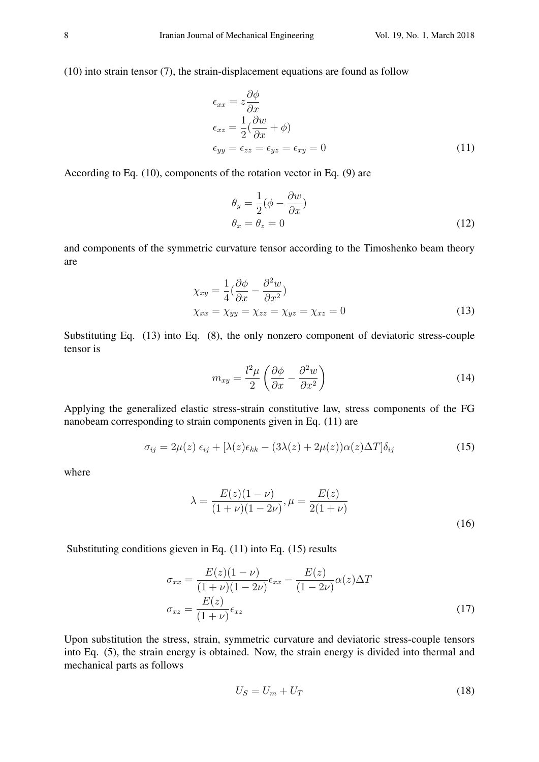(10) into strain tensor (7), the strain-displacement equations are found as follow

$$
\begin{aligned}
\epsilon_{xx} &= z\frac{\partial \phi}{\partial x} \\
\epsilon_{xz} &= \frac{1}{2}(\frac{\partial w}{\partial x} + \phi) \\
\epsilon_{yy} &= \epsilon_{zz} = \epsilon_{yz} = \epsilon_{xy} = 0
\end{aligned} \tag{11}
$$

According to Eq. (10), components of the rotation vector in Eq. (9) are

$$
\begin{aligned}
\theta_y &= \frac{1}{2}(\phi - \frac{\partial w}{\partial x}) \\
\theta_x &= \theta_z = 0
\end{aligned} \tag{12}
$$

and components of the symmetric curvature tensor according to the Timoshenko beam theory are

$$
\begin{aligned}
\chi_{xy} &= \frac{1}{4}(\frac{\partial \phi}{\partial x} - \frac{\partial^2 w}{\partial x^2}) \\
\chi_{xx} &= \chi_{yy} = \chi_{zz} = \chi_{yz} = \chi_{xz} = 0
\end{aligned} \tag{13}
$$

Substituting Eq. (13) into Eq. (8), the only nonzero component of deviatoric stress-couple tensor is

$$
m_{xy} = \frac{l^2\mu}{2}\left(\frac{\partial \phi}{\partial x} - \frac{\partial^2 w}{\partial x^2}\right) \tag{14}
$$

Applying the generalized elastic stress-strain constitutive law, stress components of the FG nanobeam corresponding to strain components given in Eq. (11) are

$$
\sigma_{ij} = 2\mu(z)\,\epsilon_{ij} + [\lambda(z)\epsilon_{kk} - (3\lambda(z) + 2\mu(z))\alpha(z)\Delta T]\delta_{ij} \tag{15}
$$

where

$$
\lambda = \frac{E(z)(1-\nu)}{(1+\nu)(1-2\nu)}, \mu = \frac{E(z)}{2(1+\nu)} \tag{16}
$$

Substituting conditions gieven in Eq. (11) into Eq. (15) results

$$
\begin{aligned}
\sigma_{xx} &= \frac{E(z)(1-\nu)}{(1+\nu)(1-2\nu)}\epsilon_{xx} - \frac{E(z)}{(1-2\nu)}\alpha(z)\Delta T \\
\sigma_{xz} &= \frac{E(z)}{(1+\nu)}\epsilon_{xz}
\end{aligned} \tag{17}
$$

Upon substitution the stress, strain, symmetric curvature and deviatoric stress-couple tensors into Eq. (5), the strain energy is obtained. Now, the strain energy is divided into thermal and mechanical parts as follows

$$
U_S = U_m + U_T \tag{18}
$$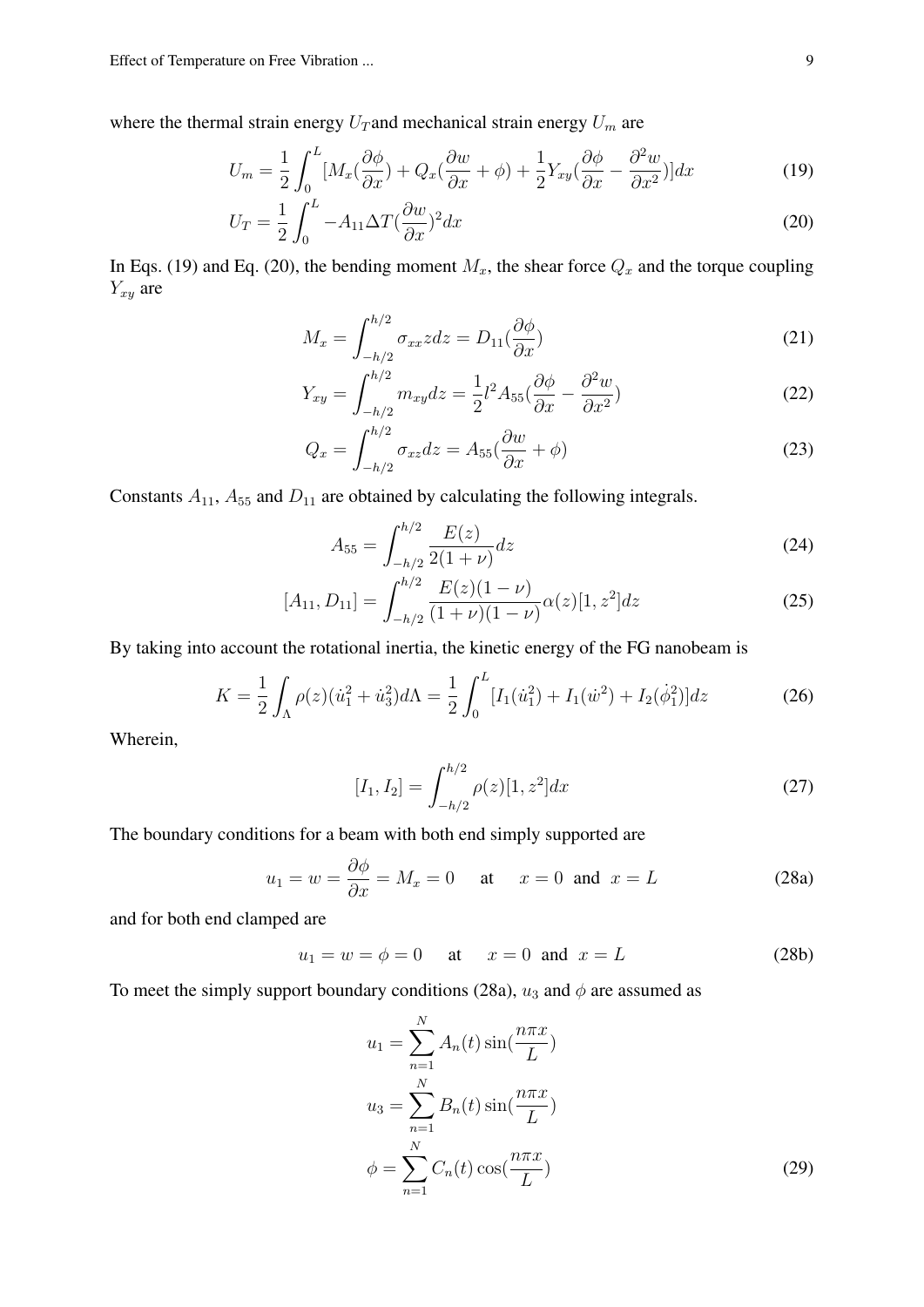where the thermal strain energy $U_T$ and mechanical strain energy $U_m$ are

$$U_m = \frac{1}{2}\int_0^L [M_x(\frac{\partial \phi}{\partial x}) + Q_x(\frac{\partial w}{\partial x} + \phi) + \frac{1}{2}Y_{xy}(\frac{\partial \phi}{\partial x} - \frac{\partial^2 w}{\partial x^2})]dx \tag{19}$$

$$U_T = \frac{1}{2}\int_0^L -A_{11}\Delta T(\frac{\partial w}{\partial x})^2 dx \tag{20}$$

In Eqs. (19) and Eq. (20), the bending moment $M_x$, the shear force $Q_x$ and the torque coupling $Y_{xy}$ are

$$M_x = \int_{-h/2}^{h/2} \sigma_{xx} z dz = D_{11}(\frac{\partial \phi}{\partial x}) \tag{21}$$

$$Y_{xy} = \int_{-h/2}^{h/2} m_{xy} dz = \frac{1}{2}l^2 A_{55}(\frac{\partial \phi}{\partial x} - \frac{\partial^2 w}{\partial x^2}) \tag{22}$$

$$Q_x = \int_{-h/2}^{h/2} \sigma_{xz} dz = A_{55}(\frac{\partial w}{\partial x} + \phi) \tag{23}$$

Constants $A_{11}$, $A_{55}$ and $D_{11}$ are obtained by calculating the following integrals.

$$A_{55} = \int_{-h/2}^{h/2} \frac{E(z)}{2(1+\nu)} dz \tag{24}$$

$$[A_{11}, D_{11}] = \int_{-h/2}^{h/2} \frac{E(z)(1-\nu)}{(1+\nu)(1-\nu)} \alpha(z)[1, z^2] dz \tag{25}$$

By taking into account the rotational inertia, the kinetic energy of the FG nanobeam is

$$K = \frac{1}{2}\int_\Lambda \rho(z)(\dot{u}_1^2 + \dot{u}_3^2) d\Lambda = \frac{1}{2}\int_0^L [I_1(\dot{u}_1^2) + I_1(\dot{w}^2) + I_2(\dot{\phi}_1^2)] dz \tag{26}$$

Wherein,

$$[I_1, I_2] = \int_{-h/2}^{h/2} \rho(z)[1, z^2] dx \tag{27}$$

The boundary conditions for a beam with both end simply supported are

$$u_1 = w = \frac{\partial \phi}{\partial x} = M_x = 0 \quad \text{at} \quad x = 0 \text{ and } x = L \tag{28a}$$

and for both end clamped are

$$u_1 = w = \phi = 0 \quad \text{at} \quad x = 0 \text{ and } x = L \tag{28b}$$

To meet the simply support boundary conditions (28a), $u_3$ and $\phi$ are assumed as

$$\begin{aligned} u_1 &= \sum_{n=1}^{N} A_n(t) \sin(\frac{n\pi x}{L}) \\ u_3 &= \sum_{n=1}^{N} B_n(t) \sin(\frac{n\pi x}{L}) \\ \phi &= \sum_{n=1}^{N} C_n(t) \cos(\frac{n\pi x}{L}) \end{aligned} \tag{29}$$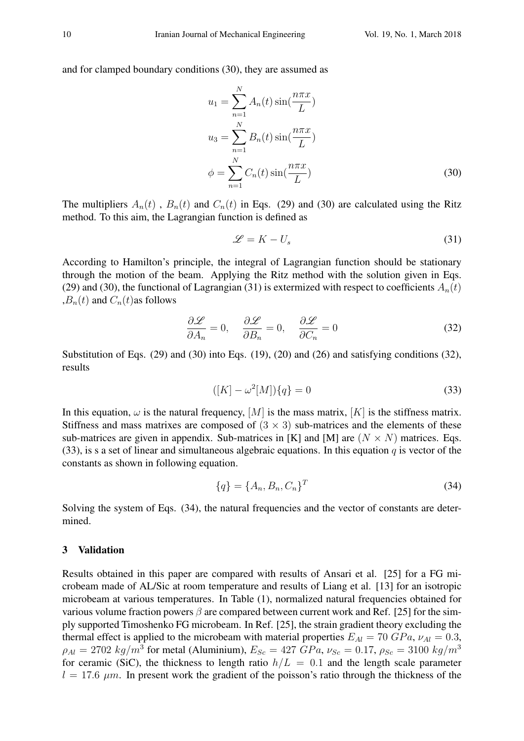and for clamped boundary conditions (30), they are assumed as

$$
\begin{aligned}
u_1 &= \sum_{n=1}^{N} A_n(t)\sin(\frac{n\pi x}{L}) \\
u_3 &= \sum_{n=1}^{N} B_n(t)\sin(\frac{n\pi x}{L}) \\
\phi &= \sum_{n=1}^{N} C_n(t)\sin(\frac{n\pi x}{L})
\end{aligned}
\tag{30}
$$

The multipliers $A_n(t)$ , $B_n(t)$ and $C_n(t)$ in Eqs. (29) and (30) are calculated using the Ritz method. To this aim, the Lagrangian function is defined as

$$
\mathscr{L} = K - U_s \tag{31}
$$

According to Hamilton's principle, the integral of Lagrangian function should be stationary through the motion of the beam. Applying the Ritz method with the solution given in Eqs. (29) and (30), the functional of Lagrangian (31) is extermized with respect to coefficients $A_n(t)$ ,$B_n(t)$ and $C_n(t)$as follows

$$
\frac{\partial \mathscr{L}}{\partial A_n} = 0, \quad \frac{\partial \mathscr{L}}{\partial B_n} = 0, \quad \frac{\partial \mathscr{L}}{\partial C_n} = 0 \tag{32}
$$

Substitution of Eqs. (29) and (30) into Eqs. (19), (20) and (26) and satisfying conditions (32), results

$$
([K] - \omega^2[M])\{q\} = 0 \tag{33}
$$

In this equation, $\omega$ is the natural frequency, $[M]$ is the mass matrix, $[K]$ is the stiffness matrix. Stiffness and mass matrixes are composed of $(3 \times 3)$ sub-matrices and the elements of these sub-matrices are given in appendix. Sub-matrices in [K] and [M] are $(N \times N)$ matrices. Eqs. (33), is s a set of linear and simultaneous algebraic equations. In this equation $q$ is vector of the constants as shown in following equation.

$$
\{q\} = \{A_n, B_n, C_n\}^T \tag{34}
$$

Solving the system of Eqs. (34), the natural frequencies and the vector of constants are determined.

## 3 Validation

Results obtained in this paper are compared with results of Ansari et al. [25] for a FG microbeam made of AL/Sic at room temperature and results of Liang et al. [13] for an isotropic microbeam at various temperatures. In Table (1), normalized natural frequencies obtained for various volume fraction powers $\beta$ are compared between current work and Ref. [25] for the simply supported Timoshenko FG microbeam. In Ref. [25], the strain gradient theory excluding the thermal effect is applied to the microbeam with material properties $E_{Al} = 70\ GPa$, $\nu_{Al} = 0.3$, $\rho_{Al} = 2702\ kg/m^3$ for metal (Aluminium), $E_{Sc} = 427\ GPa$, $\nu_{Sc} = 0.17$, $\rho_{Sc} = 3100\ kg/m^3$ for ceramic (SiC), the thickness to length ratio $h/L = 0.1$ and the length scale parameter $l = 17.6\ \mu m$. In present work the gradient of the poisson's ratio through the thickness of the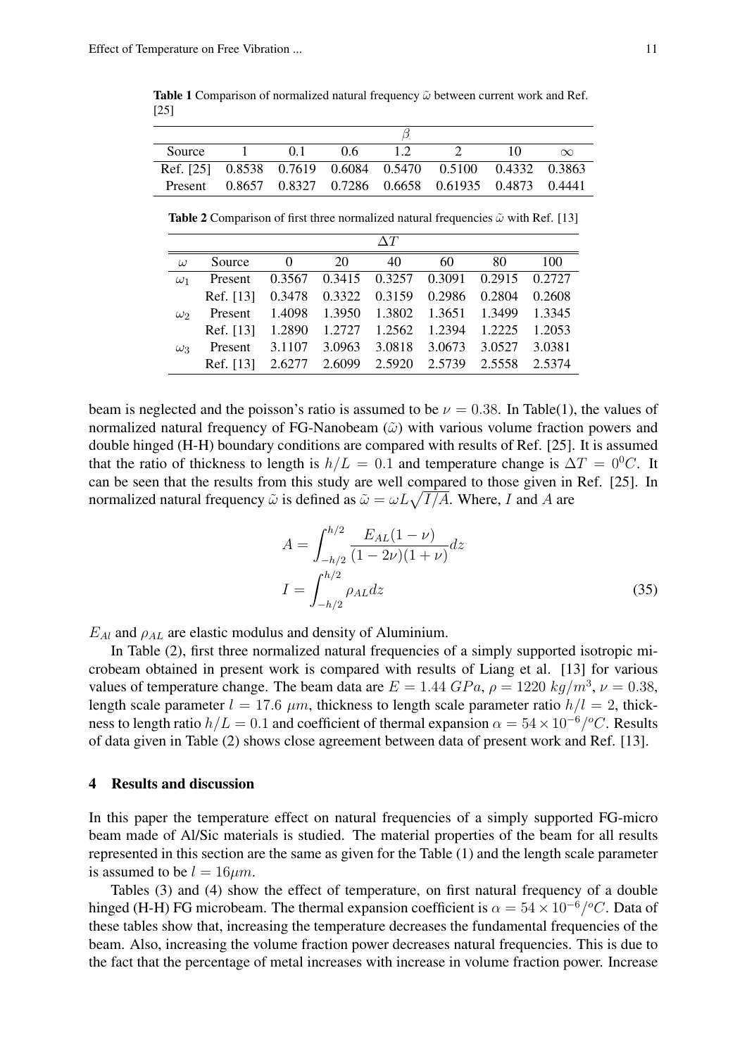**Table 1** Comparison of normalized natural frequency $\tilde{\omega}$ between current work and Ref. [25]

| | $\beta$ | | | | | | |
|---|---|---|---|---|---|---|---|
| Source | 1 | 0.1 | 0.6 | 1.2 | 2 | 10 | $\infty$ |
| Ref. [25] | 0.8538 | 0.7619 | 0.6084 | 0.5470 | 0.5100 | 0.4332 | 0.3863 |
| Present | 0.8657 | 0.8327 | 0.7286 | 0.6658 | 0.61935 | 0.4873 | 0.4441 |

**Table 2** Comparison of first three normalized natural frequencies $\tilde{\omega}$ with Ref. [13]

| | | $\Delta T$ | | | | | |
|---|---|---|---|---|---|---|---|
| $\omega$ | Source | 0 | 20 | 40 | 60 | 80 | 100 |
| $\omega_1$ | Present | 0.3567 | 0.3415 | 0.3257 | 0.3091 | 0.2915 | 0.2727 |
| | Ref. [13] | 0.3478 | 0.3322 | 0.3159 | 0.2986 | 0.2804 | 0.2608 |
| $\omega_2$ | Present | 1.4098 | 1.3950 | 1.3802 | 1.3651 | 1.3499 | 1.3345 |
| | Ref. [13] | 1.2890 | 1.2727 | 1.2562 | 1.2394 | 1.2225 | 1.2053 |
| $\omega_3$ | Present | 3.1107 | 3.0963 | 3.0818 | 3.0673 | 3.0527 | 3.0381 |
| | Ref. [13] | 2.6277 | 2.6099 | 2.5920 | 2.5739 | 2.5558 | 2.5374 |

beam is neglected and the poisson's ratio is assumed to be $\nu = 0.38$. In Table(1), the values of normalized natural frequency of FG-Nanobeam ($\tilde{\omega}$) with various volume fraction powers and double hinged (H-H) boundary conditions are compared with results of Ref. [25]. It is assumed that the ratio of thickness to length is $h/L = 0.1$ and temperature change is $\Delta T = 0^0C$. It can be seen that the results from this study are well compared to those given in Ref. [25]. In normalized natural frequency $\tilde{\omega}$ is defined as $\tilde{\omega} = \omega L\sqrt{I/A}$. Where, $I$ and $A$ are

$$
A = \int_{-h/2}^{h/2} \frac{E_{AL}(1-\nu)}{(1-2\nu)(1+\nu)} dz
$$
$$
I = \int_{-h/2}^{h/2} \rho_{AL} dz \tag{35}
$$

$E_{Al}$ and $\rho_{AL}$ are elastic modulus and density of Aluminium.

In Table (2), first three normalized natural frequencies of a simply supported isotropic microbeam obtained in present work is compared with results of Liang et al. [13] for various values of temperature change. The beam data are $E = 1.44\ GPa$, $\rho = 1220\ kg/m^3$, $\nu = 0.38$, length scale parameter $l = 17.6\ \mu m$, thickness to length scale parameter ratio $h/l = 2$, thickness to length ratio $h/L = 0.1$ and coefficient of thermal expansion $\alpha = 54 \times 10^{-6}/^oC$. Results of data given in Table (2) shows close agreement between data of present work and Ref. [13].

## 4 Results and discussion

In this paper the temperature effect on natural frequencies of a simply supported FG-micro beam made of Al/Sic materials is studied. The material properties of the beam for all results represented in this section are the same as given for the Table (1) and the length scale parameter is assumed to be $l = 16\mu m$.

Tables (3) and (4) show the effect of temperature, on first natural frequency of a double hinged (H-H) FG microbeam. The thermal expansion coefficient is $\alpha = 54 \times 10^{-6}/^oC$. Data of these tables show that, increasing the temperature decreases the fundamental frequencies of the beam. Also, increasing the volume fraction power decreases natural frequencies. This is due to the fact that the percentage of metal increases with increase in volume fraction power. Increase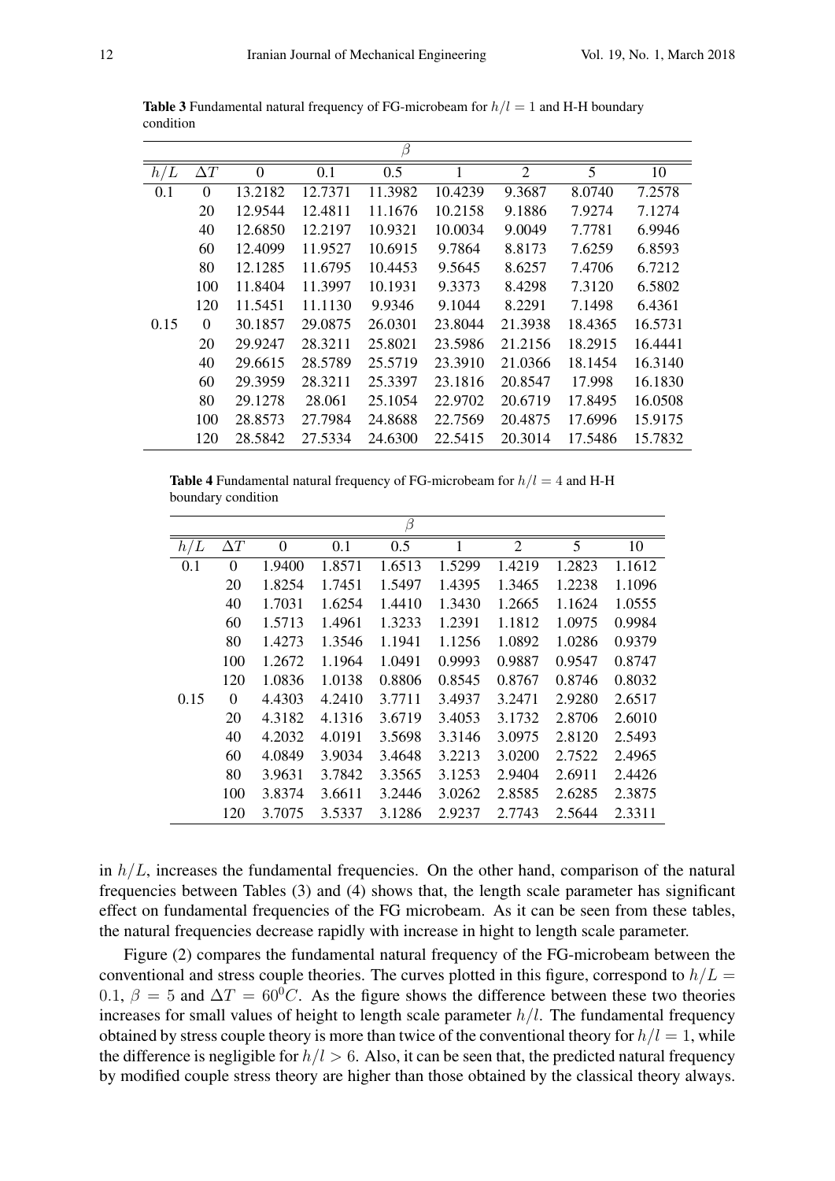**Table 3** Fundamental natural frequency of FG-microbeam for $h/l = 1$ and H-H boundary condition

| | | $\beta$ | | | | | | |
|---|---|---|---|---|---|---|---|---|
| $h/L$ | $\Delta T$ | 0 | 0.1 | 0.5 | 1 | 2 | 5 | 10 |
| 0.1 | 0 | 13.2182 | 12.7371 | 11.3982 | 10.4239 | 9.3687 | 8.0740 | 7.2578 |
| | 20 | 12.9544 | 12.4811 | 11.1676 | 10.2158 | 9.1886 | 7.9274 | 7.1274 |
| | 40 | 12.6850 | 12.2197 | 10.9321 | 10.0034 | 9.0049 | 7.7781 | 6.9946 |
| | 60 | 12.4099 | 11.9527 | 10.6915 | 9.7864 | 8.8173 | 7.6259 | 6.8593 |
| | 80 | 12.1285 | 11.6795 | 10.4453 | 9.5645 | 8.6257 | 7.4706 | 6.7212 |
| | 100 | 11.8404 | 11.3997 | 10.1931 | 9.3373 | 8.4298 | 7.3120 | 6.5802 |
| | 120 | 11.5451 | 11.1130 | 9.9346 | 9.1044 | 8.2291 | 7.1498 | 6.4361 |
| 0.15 | 0 | 30.1857 | 29.0875 | 26.0301 | 23.8044 | 21.3938 | 18.4365 | 16.5731 |
| | 20 | 29.9247 | 28.3211 | 25.8021 | 23.5986 | 21.2156 | 18.2915 | 16.4441 |
| | 40 | 29.6615 | 28.5789 | 25.5719 | 23.3910 | 21.0366 | 18.1454 | 16.3140 |
| | 60 | 29.3959 | 28.3211 | 25.3397 | 23.1816 | 20.8547 | 17.998 | 16.1830 |
| | 80 | 29.1278 | 28.061 | 25.1054 | 22.9702 | 20.6719 | 17.8495 | 16.0508 |
| | 100 | 28.8573 | 27.7984 | 24.8688 | 22.7569 | 20.4875 | 17.6996 | 15.9175 |
| | 120 | 28.5842 | 27.5334 | 24.6300 | 22.5415 | 20.3014 | 17.5486 | 15.7832 |

**Table 4** Fundamental natural frequency of FG-microbeam for $h/l = 4$ and H-H boundary condition

| | | $\beta$ | | | | | | |
|---|---|---|---|---|---|---|---|---|
| $h/L$ | $\Delta T$ | 0 | 0.1 | 0.5 | 1 | 2 | 5 | 10 |
| 0.1 | 0 | 1.9400 | 1.8571 | 1.6513 | 1.5299 | 1.4219 | 1.2823 | 1.1612 |
| | 20 | 1.8254 | 1.7451 | 1.5497 | 1.4395 | 1.3465 | 1.2238 | 1.1096 |
| | 40 | 1.7031 | 1.6254 | 1.4410 | 1.3430 | 1.2665 | 1.1624 | 1.0555 |
| | 60 | 1.5713 | 1.4961 | 1.3233 | 1.2391 | 1.1812 | 1.0975 | 0.9984 |
| | 80 | 1.4273 | 1.3546 | 1.1941 | 1.1256 | 1.0892 | 1.0286 | 0.9379 |
| | 100 | 1.2672 | 1.1964 | 1.0491 | 0.9993 | 0.9887 | 0.9547 | 0.8747 |
| | 120 | 1.0836 | 1.0138 | 0.8806 | 0.8545 | 0.8767 | 0.8746 | 0.8032 |
| 0.15 | 0 | 4.4303 | 4.2410 | 3.7711 | 3.4937 | 3.2471 | 2.9280 | 2.6517 |
| | 20 | 4.3182 | 4.1316 | 3.6719 | 3.4053 | 3.1732 | 2.8706 | 2.6010 |
| | 40 | 4.2032 | 4.0191 | 3.5698 | 3.3146 | 3.0975 | 2.8120 | 2.5493 |
| | 60 | 4.0849 | 3.9034 | 3.4648 | 3.2213 | 3.0200 | 2.7522 | 2.4965 |
| | 80 | 3.9631 | 3.7842 | 3.3565 | 3.1253 | 2.9404 | 2.6911 | 2.4426 |
| | 100 | 3.8374 | 3.6611 | 3.2446 | 3.0262 | 2.8585 | 2.6285 | 2.3875 |
| | 120 | 3.7075 | 3.5337 | 3.1286 | 2.9237 | 2.7743 | 2.5644 | 2.3311 |

in $h/L$, increases the fundamental frequencies. On the other hand, comparison of the natural frequencies between Tables (3) and (4) shows that, the length scale parameter has significant effect on fundamental frequencies of the FG microbeam. As it can be seen from these tables, the natural frequencies decrease rapidly with increase in hight to length scale parameter.

Figure (2) compares the fundamental natural frequency of the FG-microbeam between the conventional and stress couple theories. The curves plotted in this figure, correspond to $h/L = 0.1$, $\beta = 5$ and $\Delta T = 60^0C$. As the figure shows the difference between these two theories increases for small values of height to length scale parameter $h/l$. The fundamental frequency obtained by stress couple theory is more than twice of the conventional theory for $h/l = 1$, while the difference is negligible for $h/l > 6$. Also, it can be seen that, the predicted natural frequency by modified couple stress theory are higher than those obtained by the classical theory always.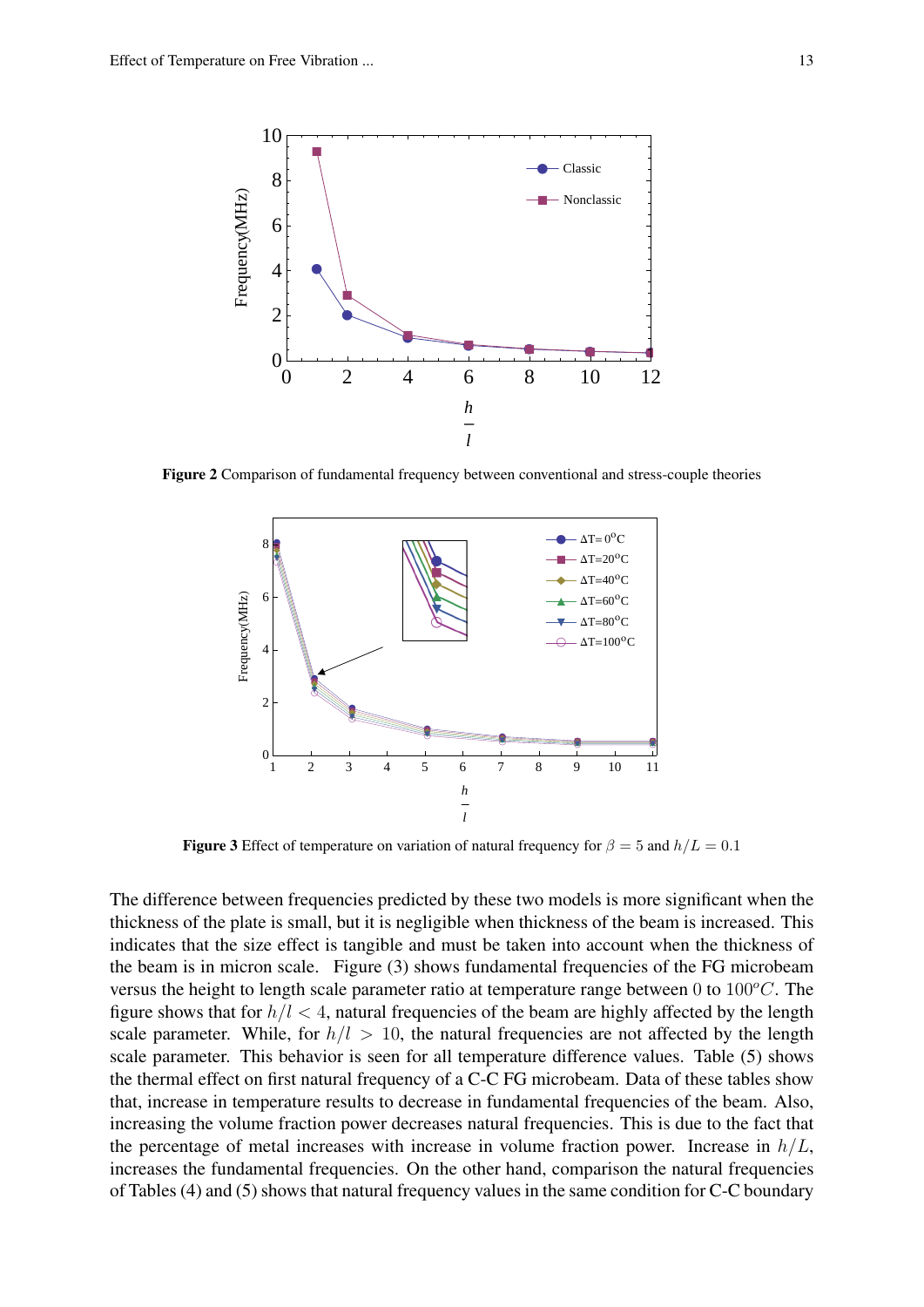**Figure 2** Comparison of fundamental frequency between conventional and stress-couple theories

**Figure 3** Effect of temperature on variation of natural frequency for $\beta = 5$ and $h/L = 0.1$

The difference between frequencies predicted by these two models is more significant when the thickness of the plate is small, but it is negligible when thickness of the beam is increased. This indicates that the size effect is tangible and must be taken into account when the thickness of the beam is in micron scale. Figure (3) shows fundamental frequencies of the FG microbeam versus the height to length scale parameter ratio at temperature range between 0 to $100^oC$. The figure shows that for $h/l < 4$, natural frequencies of the beam are highly affected by the length scale parameter. While, for $h/l > 10$, the natural frequencies are not affected by the length scale parameter. This behavior is seen for all temperature difference values. Table (5) shows the thermal effect on first natural frequency of a C-C FG microbeam. Data of these tables show that, increase in temperature results to decrease in fundamental frequencies of the beam. Also, increasing the volume fraction power decreases natural frequencies. This is due to the fact that the percentage of metal increases with increase in volume fraction power. Increase in $h/L$, increases the fundamental frequencies. On the other hand, comparison the natural frequencies of Tables (4) and (5) shows that natural frequency values in the same condition for C-C boundary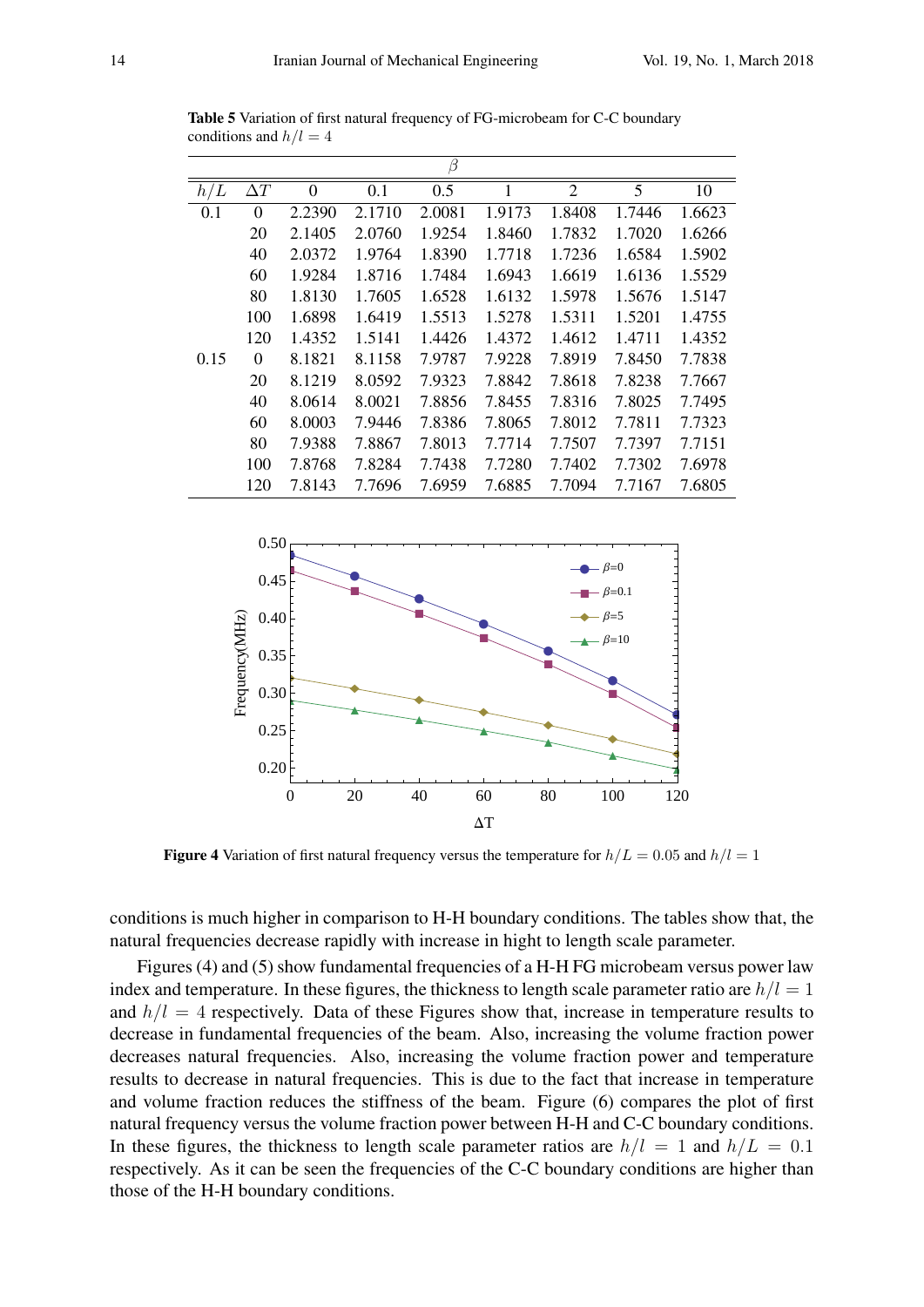**Table 5** Variation of first natural frequency of FG-microbeam for C-C boundary conditions and $h/l = 4$

| | | $\beta$ | | | | | | |
|---|---|---|---|---|---|---|---|---|
| $h/L$ | $\Delta T$ | 0 | 0.1 | 0.5 | 1 | 2 | 5 | 10 |
| 0.1 | 0 | 2.2390 | 2.1710 | 2.0081 | 1.9173 | 1.8408 | 1.7446 | 1.6623 |
| | 20 | 2.1405 | 2.0760 | 1.9254 | 1.8460 | 1.7832 | 1.7020 | 1.6266 |
| | 40 | 2.0372 | 1.9764 | 1.8390 | 1.7718 | 1.7236 | 1.6584 | 1.5902 |
| | 60 | 1.9284 | 1.8716 | 1.7484 | 1.6943 | 1.6619 | 1.6136 | 1.5529 |
| | 80 | 1.8130 | 1.7605 | 1.6528 | 1.6132 | 1.5978 | 1.5676 | 1.5147 |
| | 100 | 1.6898 | 1.6419 | 1.5513 | 1.5278 | 1.5311 | 1.5201 | 1.4755 |
| | 120 | 1.4352 | 1.5141 | 1.4426 | 1.4372 | 1.4612 | 1.4711 | 1.4352 |
| 0.15 | 0 | 8.1821 | 8.1158 | 7.9787 | 7.9228 | 7.8919 | 7.8450 | 7.7838 |
| | 20 | 8.1219 | 8.0592 | 7.9323 | 7.8842 | 7.8618 | 7.8238 | 7.7667 |
| | 40 | 8.0614 | 8.0021 | 7.8856 | 7.8455 | 7.8316 | 7.8025 | 7.7495 |
| | 60 | 8.0003 | 7.9446 | 7.8386 | 7.8065 | 7.8012 | 7.7811 | 7.7323 |
| | 80 | 7.9388 | 7.8867 | 7.8013 | 7.7714 | 7.7507 | 7.7397 | 7.7151 |
| | 100 | 7.8768 | 7.8284 | 7.7438 | 7.7280 | 7.7402 | 7.7302 | 7.6978 |
| | 120 | 7.8143 | 7.7696 | 7.6959 | 7.6885 | 7.7094 | 7.7167 | 7.6805 |

**Figure 4** Variation of first natural frequency versus the temperature for $h/L = 0.05$ and $h/l = 1$

conditions is much higher in comparison to H-H boundary conditions. The tables show that, the natural frequencies decrease rapidly with increase in hight to length scale parameter.

Figures (4) and (5) show fundamental frequencies of a H-H FG microbeam versus power law index and temperature. In these figures, the thickness to length scale parameter ratio are $h/l = 1$ and $h/l = 4$ respectively. Data of these Figures show that, increase in temperature results to decrease in fundamental frequencies of the beam. Also, increasing the volume fraction power decreases natural frequencies. Also, increasing the volume fraction power and temperature results to decrease in natural frequencies. This is due to the fact that increase in temperature and volume fraction reduces the stiffness of the beam. Figure (6) compares the plot of first natural frequency versus the volume fraction power between H-H and C-C boundary conditions. In these figures, the thickness to length scale parameter ratios are $h/l = 1$ and $h/L = 0.1$ respectively. As it can be seen the frequencies of the C-C boundary conditions are higher than those of the H-H boundary conditions.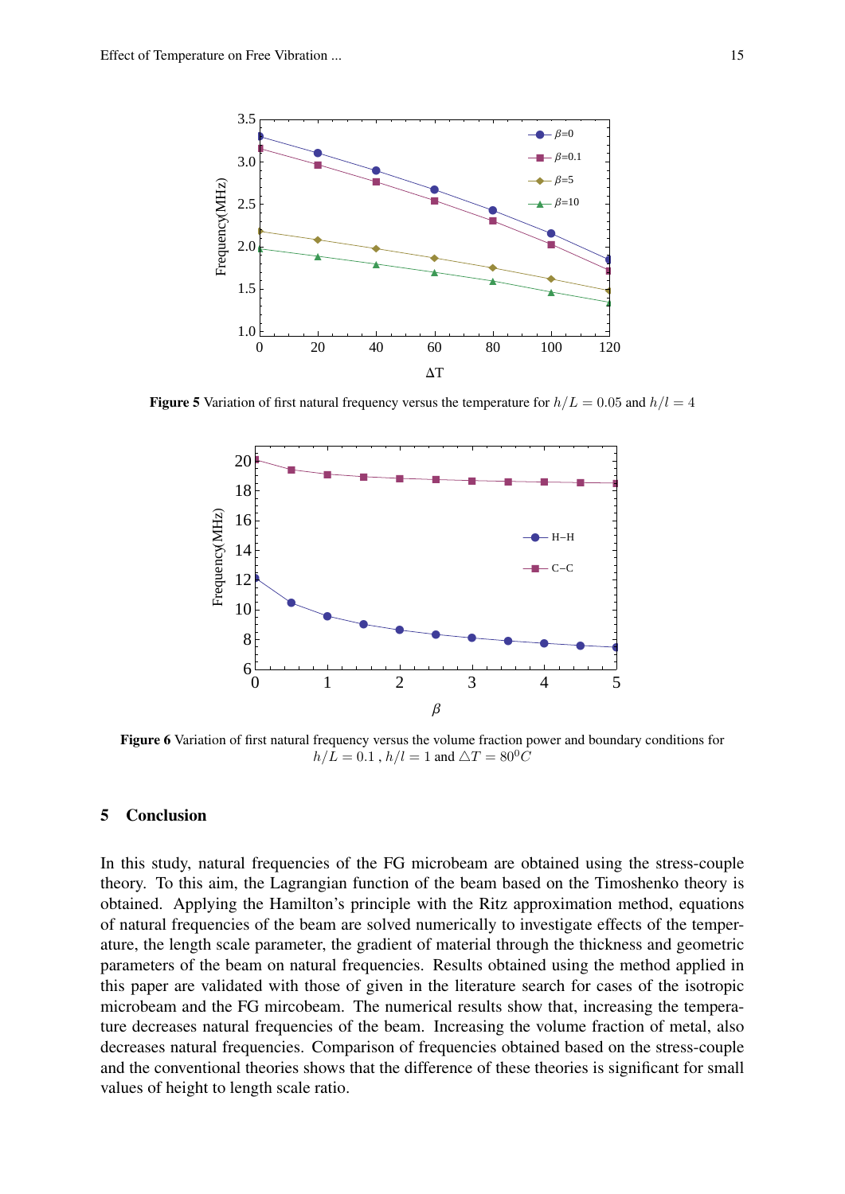**Figure 5** Variation of first natural frequency versus the temperature for $h/L = 0.05$ and $h/l = 4$

**Figure 6** Variation of first natural frequency versus the volume fraction power and boundary conditions for $h/L = 0.1$ , $h/l = 1$ and $\triangle T = 80^0C$

## 5 Conclusion

In this study, natural frequencies of the FG microbeam are obtained using the stress-couple theory. To this aim, the Lagrangian function of the beam based on the Timoshenko theory is obtained. Applying the Hamilton's principle with the Ritz approximation method, equations of natural frequencies of the beam are solved numerically to investigate effects of the temperature, the length scale parameter, the gradient of material through the thickness and geometric parameters of the beam on natural frequencies. Results obtained using the method applied in this paper are validated with those of given in the literature search for cases of the isotropic microbeam and the FG mircobeam. The numerical results show that, increasing the temperature decreases natural frequencies of the beam. Increasing the volume fraction of metal, also decreases natural frequencies. Comparison of frequencies obtained based on the stress-couple and the conventional theories shows that the difference of these theories is significant for small values of height to length scale ratio.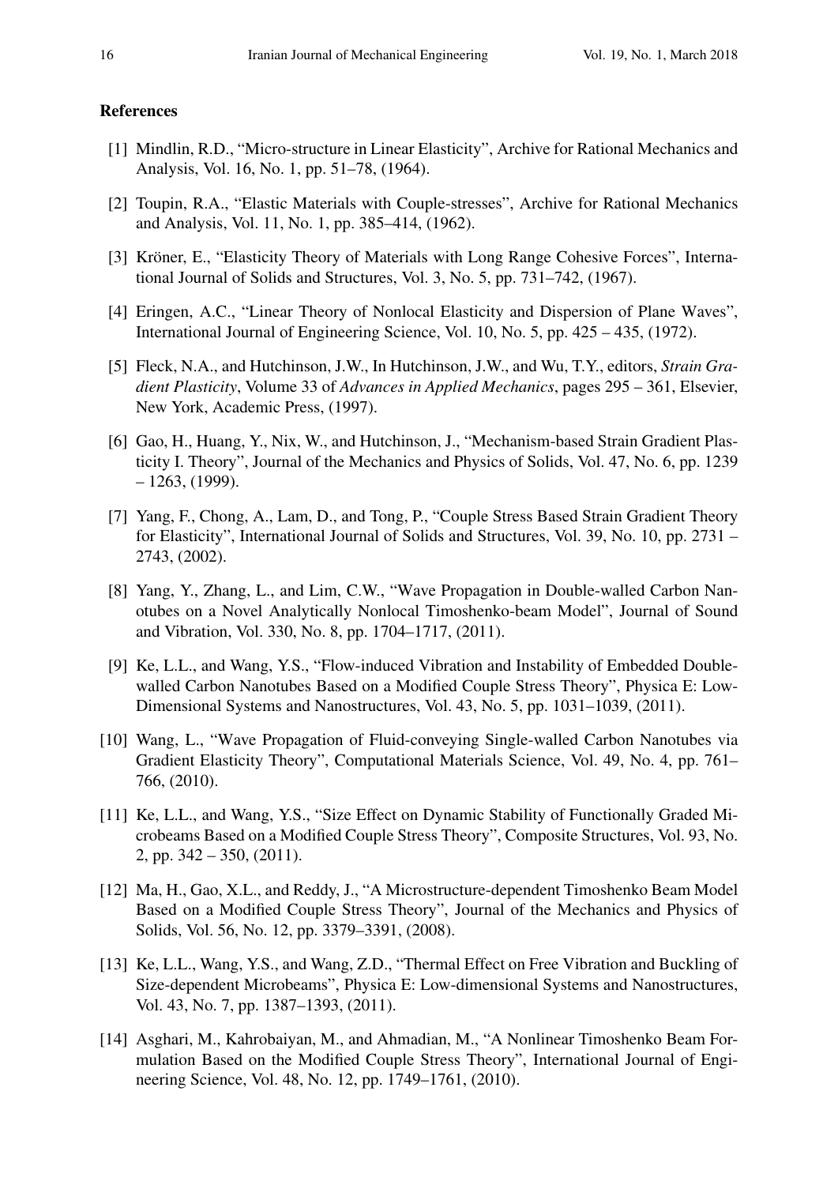## References

[1] Mindlin, R.D., "Micro-structure in Linear Elasticity", Archive for Rational Mechanics and Analysis, Vol. 16, No. 1, pp. 51–78, (1964).

[2] Toupin, R.A., "Elastic Materials with Couple-stresses", Archive for Rational Mechanics and Analysis, Vol. 11, No. 1, pp. 385–414, (1962).

[3] Kröner, E., "Elasticity Theory of Materials with Long Range Cohesive Forces", International Journal of Solids and Structures, Vol. 3, No. 5, pp. 731–742, (1967).

[4] Eringen, A.C., "Linear Theory of Nonlocal Elasticity and Dispersion of Plane Waves", International Journal of Engineering Science, Vol. 10, No. 5, pp. 425 – 435, (1972).

[5] Fleck, N.A., and Hutchinson, J.W., In Hutchinson, J.W., and Wu, T.Y., editors, *Strain Gradient Plasticity*, Volume 33 of *Advances in Applied Mechanics*, pages 295 – 361, Elsevier, New York, Academic Press, (1997).

[6] Gao, H., Huang, Y., Nix, W., and Hutchinson, J., "Mechanism-based Strain Gradient Plasticity I. Theory", Journal of the Mechanics and Physics of Solids, Vol. 47, No. 6, pp. 1239 – 1263, (1999).

[7] Yang, F., Chong, A., Lam, D., and Tong, P., "Couple Stress Based Strain Gradient Theory for Elasticity", International Journal of Solids and Structures, Vol. 39, No. 10, pp. 2731 – 2743, (2002).

[8] Yang, Y., Zhang, L., and Lim, C.W., "Wave Propagation in Double-walled Carbon Nanotubes on a Novel Analytically Nonlocal Timoshenko-beam Model", Journal of Sound and Vibration, Vol. 330, No. 8, pp. 1704–1717, (2011).

[9] Ke, L.L., and Wang, Y.S., "Flow-induced Vibration and Instability of Embedded Double-walled Carbon Nanotubes Based on a Modified Couple Stress Theory", Physica E: Low-Dimensional Systems and Nanostructures, Vol. 43, No. 5, pp. 1031–1039, (2011).

[10] Wang, L., "Wave Propagation of Fluid-conveying Single-walled Carbon Nanotubes via Gradient Elasticity Theory", Computational Materials Science, Vol. 49, No. 4, pp. 761–766, (2010).

[11] Ke, L.L., and Wang, Y.S., "Size Effect on Dynamic Stability of Functionally Graded Microbeams Based on a Modified Couple Stress Theory", Composite Structures, Vol. 93, No. 2, pp. 342 – 350, (2011).

[12] Ma, H., Gao, X.L., and Reddy, J., "A Microstructure-dependent Timoshenko Beam Model Based on a Modified Couple Stress Theory", Journal of the Mechanics and Physics of Solids, Vol. 56, No. 12, pp. 3379–3391, (2008).

[13] Ke, L.L., Wang, Y.S., and Wang, Z.D., "Thermal Effect on Free Vibration and Buckling of Size-dependent Microbeams", Physica E: Low-dimensional Systems and Nanostructures, Vol. 43, No. 7, pp. 1387–1393, (2011).

[14] Asghari, M., Kahrobaiyan, M., and Ahmadian, M., "A Nonlinear Timoshenko Beam Formulation Based on the Modified Couple Stress Theory", International Journal of Engineering Science, Vol. 48, No. 12, pp. 1749–1761, (2010).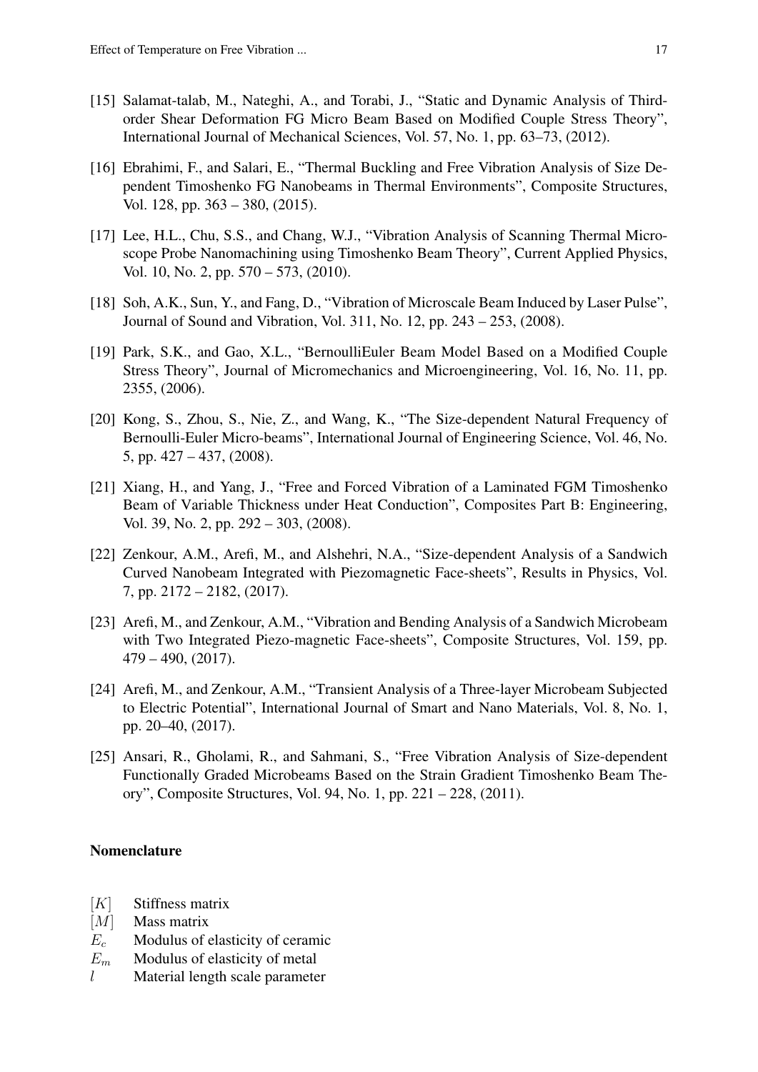[15] Salamat-talab, M., Nateghi, A., and Torabi, J., "Static and Dynamic Analysis of Third-order Shear Deformation FG Micro Beam Based on Modified Couple Stress Theory", International Journal of Mechanical Sciences, Vol. 57, No. 1, pp. 63–73, (2012).

[16] Ebrahimi, F., and Salari, E., "Thermal Buckling and Free Vibration Analysis of Size Dependent Timoshenko FG Nanobeams in Thermal Environments", Composite Structures, Vol. 128, pp. 363 – 380, (2015).

[17] Lee, H.L., Chu, S.S., and Chang, W.J., "Vibration Analysis of Scanning Thermal Microscope Probe Nanomachining using Timoshenko Beam Theory", Current Applied Physics, Vol. 10, No. 2, pp. 570 – 573, (2010).

[18] Soh, A.K., Sun, Y., and Fang, D., "Vibration of Microscale Beam Induced by Laser Pulse", Journal of Sound and Vibration, Vol. 311, No. 12, pp. 243 – 253, (2008).

[19] Park, S.K., and Gao, X.L., "BernoulliEuler Beam Model Based on a Modified Couple Stress Theory", Journal of Micromechanics and Microengineering, Vol. 16, No. 11, pp. 2355, (2006).

[20] Kong, S., Zhou, S., Nie, Z., and Wang, K., "The Size-dependent Natural Frequency of Bernoulli-Euler Micro-beams", International Journal of Engineering Science, Vol. 46, No. 5, pp. 427 – 437, (2008).

[21] Xiang, H., and Yang, J., "Free and Forced Vibration of a Laminated FGM Timoshenko Beam of Variable Thickness under Heat Conduction", Composites Part B: Engineering, Vol. 39, No. 2, pp. 292 – 303, (2008).

[22] Zenkour, A.M., Arefi, M., and Alshehri, N.A., "Size-dependent Analysis of a Sandwich Curved Nanobeam Integrated with Piezomagnetic Face-sheets", Results in Physics, Vol. 7, pp. 2172 – 2182, (2017).

[23] Arefi, M., and Zenkour, A.M., "Vibration and Bending Analysis of a Sandwich Microbeam with Two Integrated Piezo-magnetic Face-sheets", Composite Structures, Vol. 159, pp. 479 – 490, (2017).

[24] Arefi, M., and Zenkour, A.M., "Transient Analysis of a Three-layer Microbeam Subjected to Electric Potential", International Journal of Smart and Nano Materials, Vol. 8, No. 1, pp. 20–40, (2017).

[25] Ansari, R., Gholami, R., and Sahmani, S., "Free Vibration Analysis of Size-dependent Functionally Graded Microbeams Based on the Strain Gradient Timoshenko Beam Theory", Composite Structures, Vol. 94, No. 1, pp. 221 – 228, (2011).

## Nomenclature

| | |
|---|---|
| $[K]$ | Stiffness matrix |
| $[M]$ | Mass matrix |
| $E_c$ | Modulus of elasticity of ceramic |
| $E_m$ | Modulus of elasticity of metal |
| $l$ | Material length scale parameter |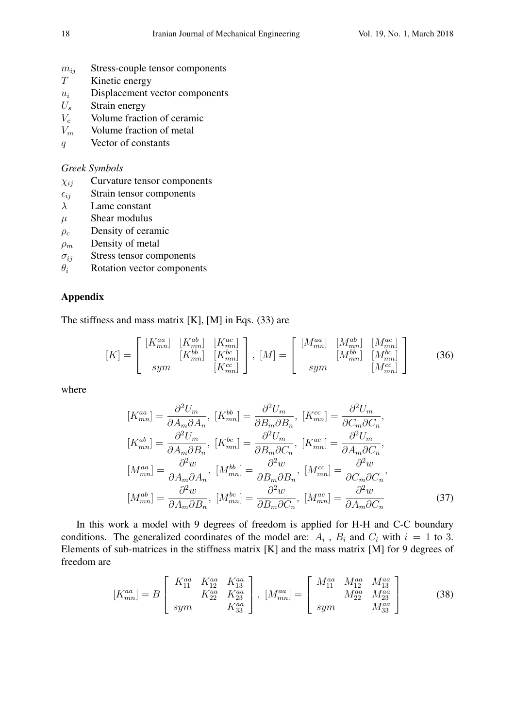$m_{ij}$ Stress-couple tensor components
$T$ Kinetic energy
$u_i$ Displacement vector components
$U_s$ Strain energy
$V_c$ Volume fraction of ceramic
$V_m$ Volume fraction of metal
$q$ Vector of constants

*Greek Symbols*

$\chi_{ij}$ Curvature tensor components
$\epsilon_{ij}$ Strain tensor components
$\lambda$ Lame constant
$\mu$ Shear modulus
$\rho_c$ Density of ceramic
$\rho_m$ Density of metal
$\sigma_{ij}$ Stress tensor components
$\theta_i$ Rotation vector components

## Appendix

The stiffness and mass matrix [K], [M] in Eqs. (33) are

$$[K] = \begin{bmatrix} [K_{mn}^{aa}] & [K_{mn}^{ab}] & [K_{mn}^{ac}] \\ & [K_{mn}^{bb}] & [K_{mn}^{bc}] \\ sym & & [K_{mn}^{cc}] \end{bmatrix},\ [M] = \begin{bmatrix} [M_{mn}^{aa}] & [M_{mn}^{ab}] & [M_{mn}^{ac}] \\ & [M_{mn}^{bb}] & [M_{mn}^{bc}] \\ sym & & [M_{mn}^{cc}] \end{bmatrix} \tag{36}$$

where

$$\begin{aligned}
&[K_{mn}^{aa}] = \frac{\partial^2 U_m}{\partial A_m \partial A_n},\ [K_{mn}^{bb}] = \frac{\partial^2 U_m}{\partial B_m \partial B_n},\ [K_{mn}^{cc}] = \frac{\partial^2 U_m}{\partial C_m \partial C_n}, \\
&[K_{mn}^{ab}] = \frac{\partial^2 U_m}{\partial A_m \partial B_n},\ [K_{mn}^{bc}] = \frac{\partial^2 U_m}{\partial B_m \partial C_n},\ [K_{mn}^{ac}] = \frac{\partial^2 U_m}{\partial A_m \partial C_n}, \\
&[M_{mn}^{aa}] = \frac{\partial^2 w}{\partial A_m \partial A_n},\ [M_{mn}^{bb}] = \frac{\partial^2 w}{\partial B_m \partial B_n},\ [M_{mn}^{cc}] = \frac{\partial^2 w}{\partial C_m \partial C_n}, \\
&[M_{mn}^{ab}] = \frac{\partial^2 w}{\partial A_m \partial B_n},\ [M_{mn}^{bc}] = \frac{\partial^2 w}{\partial B_m \partial C_n},\ [M_{mn}^{ac}] = \frac{\partial^2 w}{\partial A_m \partial C_n}
\end{aligned} \tag{37}$$

In this work a model with 9 degrees of freedom is applied for H-H and C-C boundary conditions. The generalized coordinates of the model are: $A_i$ , $B_i$ and $C_i$ with $i = 1$ to 3. Elements of sub-matrices in the stiffness matrix [K] and the mass matrix [M] for 9 degrees of freedom are

$$[K_{mn}^{aa}] = B \begin{bmatrix} K_{11}^{aa} & K_{12}^{aa} & K_{13}^{aa} \\ & K_{22}^{aa} & K_{23}^{aa} \\ sym & & K_{33}^{aa} \end{bmatrix},\ [M_{mn}^{aa}] = \begin{bmatrix} M_{11}^{aa} & M_{12}^{aa} & M_{13}^{aa} \\ & M_{22}^{aa} & M_{23}^{aa} \\ sym & & M_{33}^{aa} \end{bmatrix} \tag{38}$$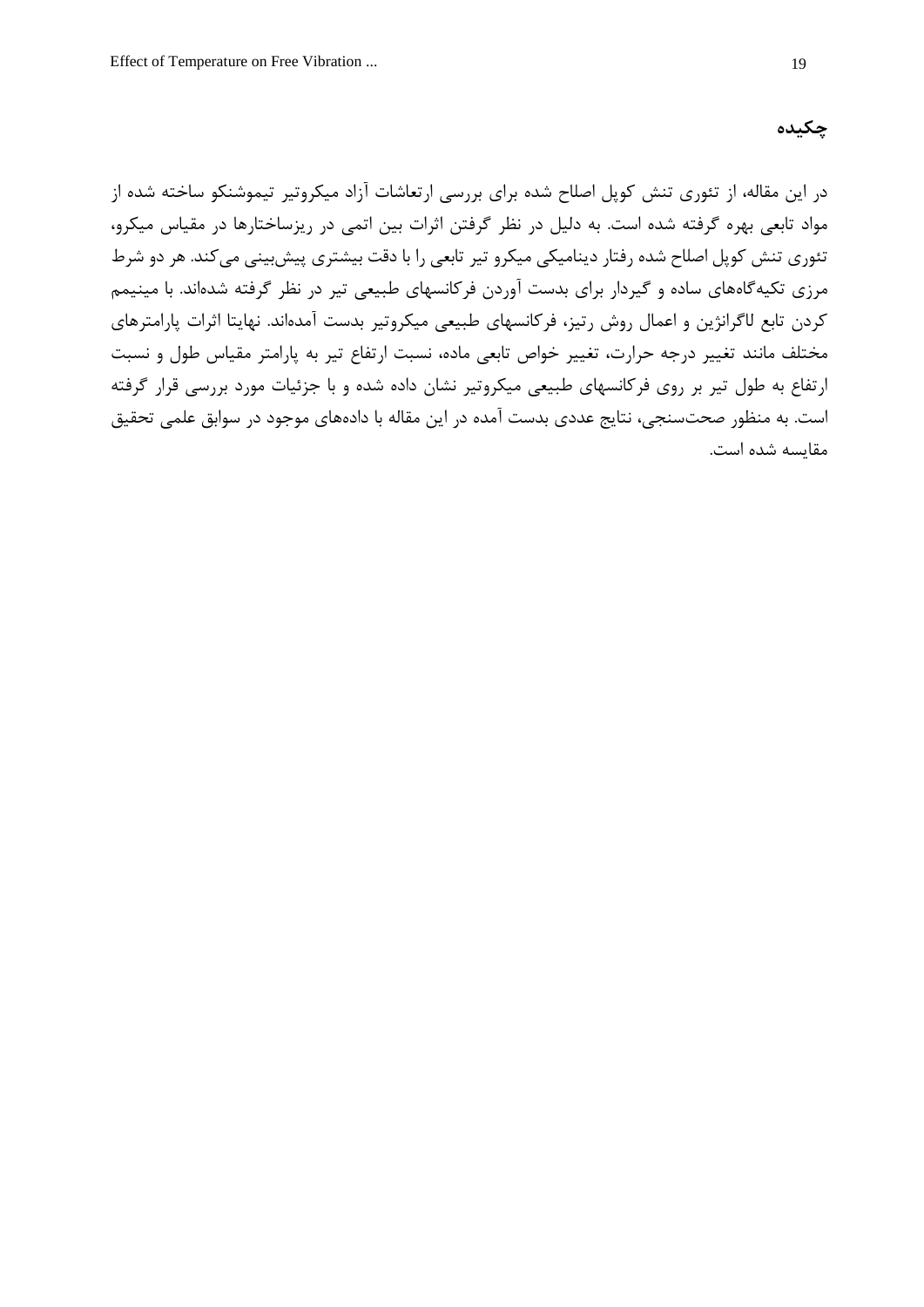## چکیده

در این مقاله، از تئوری تنش کوپل اصلاح شده برای بررسی ارتعاشات آزاد میکروتیر تیموشنکو ساخته شده از مواد تابعی بهره گرفته شده است. به دلیل در نظر گرفتن اثرات بین اتمی در ریزساختارها در مقیاس میکرو، تئوری تنش کوپل اصلاح شده رفتار دینامیکی میکرو تیر تابعی را با دقت بیشتری پیش‌بینی می‌کند. هر دو شرط مرزی تکیه‌گاه‌های ساده و گیردار برای بدست آوردن فرکانسهای طبیعی تیر در نظر گرفته شده‌اند. با مینیمم کردن تابع لاگرانژین و اعمال روش رتیز، فرکانسهای طبیعی میکروتیر بدست آمده‌اند. نهایتا اثرات پارامترهای مختلف مانند تغییر درجه حرارت، تغییر خواص تابعی ماده، نسبت ارتفاع تیر به پارامتر مقیاس طول و نسبت ارتفاع به طول تیر بر روی فرکانسهای طبیعی میکروتیر نشان داده شده و با جزئیات مورد بررسی قرار گرفته است. به منظور صحت‌سنجی، نتایج عددی بدست آمده در این مقاله با داده‌های موجود در سوابق علمی تحقیق مقایسه شده است.